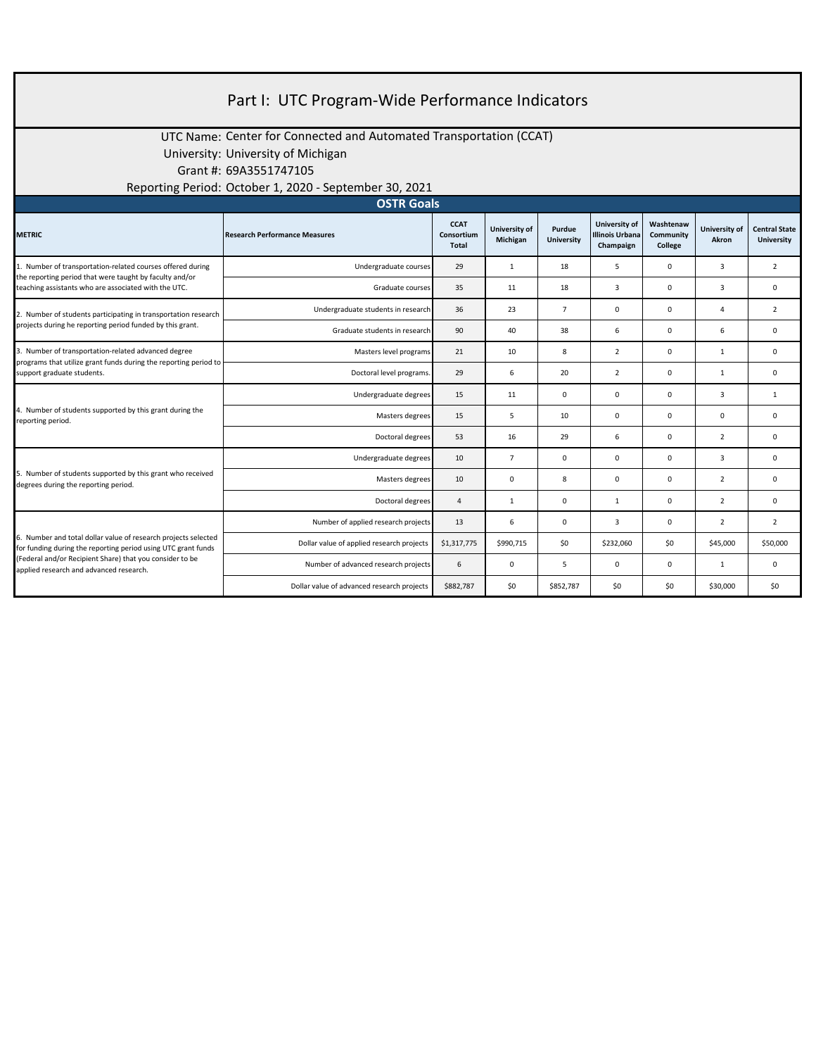# Part I: UTC Program-Wide Performance Indicators

UTC Name: Center for Connected and Automated Transportation (CCAT)
University: University of Michigan
Grant #: 69A3551747105
Reporting Period: October 1, 2020 - September 30, 2021

## OSTR Goals

| METRIC | Research Performance Measures | CCAT Consortium Total | University of Michigan | Purdue University | University of Illinois Urbana Champaign | Washtenaw Community College | University of Akron | Central State University |
|---|---|---|---|---|---|---|---|---|
| 1. Number of transportation-related courses offered during the reporting period that were taught by faculty and/or teaching assistants who are associated with the UTC. | Undergraduate courses | 29 | 1 | 18 | 5 | 0 | 3 | 2 |
| | Graduate courses | 35 | 11 | 18 | 3 | 0 | 3 | 0 |
| 2. Number of students participating in transportation research projects during he reporting period funded by this grant. | Undergraduate students in research | 36 | 23 | 7 | 0 | 0 | 4 | 2 |
| | Graduate students in research | 90 | 40 | 38 | 6 | 0 | 6 | 0 |
| 3. Number of transportation-related advanced degree programs that utilize grant funds during the reporting period to support graduate students. | Masters level programs | 21 | 10 | 8 | 2 | 0 | 1 | 0 |
| | Doctoral level programs. | 29 | 6 | 20 | 2 | 0 | 1 | 0 |
| 4. Number of students supported by this grant during the reporting period. | Undergraduate degrees | 15 | 11 | 0 | 0 | 0 | 3 | 1 |
| | Masters degrees | 15 | 5 | 10 | 0 | 0 | 0 | 0 |
| | Doctoral degrees | 53 | 16 | 29 | 6 | 0 | 2 | 0 |
| 5. Number of students supported by this grant who received degrees during the reporting period. | Undergraduate degrees | 10 | 7 | 0 | 0 | 0 | 3 | 0 |
| | Masters degrees | 10 | 0 | 8 | 0 | 0 | 2 | 0 |
| | Doctoral degrees | 4 | 1 | 0 | 1 | 0 | 2 | 0 |
| 6. Number and total dollar value of research projects selected for funding during the reporting period using UTC grant funds (Federal and/or Recipient Share) that you consider to be applied research and advanced research. | Number of applied research projects | 13 | 6 | 0 | 3 | 0 | 2 | 2 |
| | Dollar value of applied research projects | $1,317,775 | $990,715 | $0 | $232,060 | $0 | $45,000 | $50,000 |
| | Number of advanced research projects | 6 | 0 | 5 | 0 | 0 | 1 | 0 |
| | Dollar value of advanced research projects | $882,787 | $0 | $852,787 | $0 | $0 | $30,000 | $0 |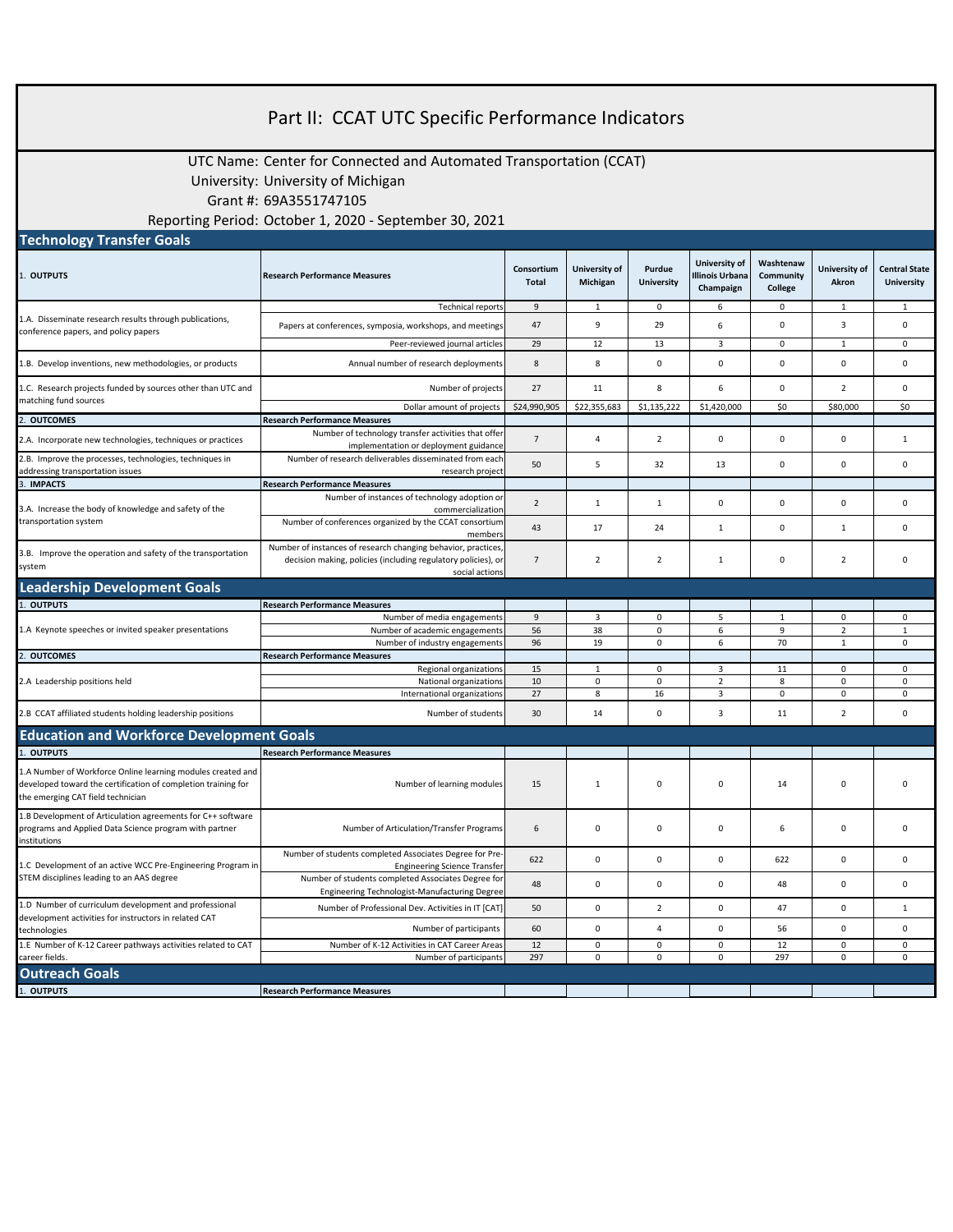# Part II: CCAT UTC Specific Performance Indicators

UTC Name: Center for Connected and Automated Transportation (CCAT)
University: University of Michigan
Grant #: 69A3551747105
Reporting Period: October 1, 2020 - September 30, 2021

## Technology Transfer Goals

| 1. OUTPUTS | Research Performance Measures | Consortium Total | University of Michigan | Purdue University | University of Illinois Urbana Champaign | Washtenaw Community College | University of Akron | Central State University |
|---|---|---|---|---|---|---|---|---|
| 1.A. Disseminate research results through publications, conference papers, and policy papers | Technical reports | 9 | 1 | 0 | 6 | 0 | 1 | 1 |
| | Papers at conferences, symposia, workshops, and meetings | 47 | 9 | 29 | 6 | 0 | 3 | 0 |
| | Peer-reviewed journal articles | 29 | 12 | 13 | 3 | 0 | 1 | 0 |
| 1.B. Develop inventions, new methodologies, or products | Annual number of research deployments | 8 | 8 | 0 | 0 | 0 | 0 | 0 |
| 1.C. Research projects funded by sources other than UTC and matching fund sources | Number of projects | 27 | 11 | 8 | 6 | 0 | 2 | 0 |
| | Dollar amount of projects | $24,990,905 | $22,355,683 | $1,135,222 | $1,420,000 | $0 | $80,000 | $0 |
| **2. OUTCOMES** | **Research Performance Measures** | | | | | | | |
| 2.A. Incorporate new technologies, techniques or practices | Number of technology transfer activities that offer implementation or deployment guidance | 7 | 4 | 2 | 0 | 0 | 0 | 1 |
| 2.B. Improve the processes, technologies, techniques in addressing transportation issues | Number of research deliverables disseminated from each research project | 50 | 5 | 32 | 13 | 0 | 0 | 0 |
| **3. IMPACTS** | **Research Performance Measures** | | | | | | | |
| 3.A. Increase the body of knowledge and safety of the transportation system | Number of instances of technology adoption or commercialization | 2 | 1 | 1 | 0 | 0 | 0 | 0 |
| | Number of conferences organized by the CCAT consortium members | 43 | 17 | 24 | 1 | 0 | 1 | 0 |
| 3.B. Improve the operation and safety of the transportation system | Number of instances of research changing behavior, practices, decision making, policies (including regulatory policies), or social actions | 7 | 2 | 2 | 1 | 0 | 2 | 0 |

## Leadership Development Goals

| 1. OUTPUTS | Research Performance Measures | Consortium Total | University of Michigan | Purdue University | University of Illinois Urbana Champaign | Washtenaw Community College | University of Akron | Central State University |
|---|---|---|---|---|---|---|---|---|
| 1.A Keynote speeches or invited speaker presentations | Number of media engagements | 9 | 3 | 0 | 5 | 1 | 0 | 0 |
| | Number of academic engagements | 56 | 38 | 0 | 6 | 9 | 2 | 1 |
| | Number of industry engagements | 96 | 19 | 0 | 6 | 70 | 1 | 0 |
| **2. OUTCOMES** | **Research Performance Measures** | | | | | | | |
| 2.A Leadership positions held | Regional organizations | 15 | 1 | 0 | 3 | 11 | 0 | 0 |
| | National organizations | 10 | 0 | 0 | 2 | 8 | 0 | 0 |
| | International organizations | 27 | 8 | 16 | 3 | 0 | 0 | 0 |
| 2.B CCAT affiliated students holding leadership positions | Number of students | 30 | 14 | 0 | 3 | 11 | 2 | 0 |

## Education and Workforce Development Goals

| 1. OUTPUTS | Research Performance Measures | Consortium Total | University of Michigan | Purdue University | University of Illinois Urbana Champaign | Washtenaw Community College | University of Akron | Central State University |
|---|---|---|---|---|---|---|---|---|
| 1.A Number of Workforce Online learning modules created and developed toward the certification of completion training for the emerging CAT field technician | Number of learning modules | 15 | 1 | 0 | 0 | 14 | 0 | 0 |
| 1.B Development of Articulation agreements for C++ software programs and Applied Data Science program with partner institutions | Number of Articulation/Transfer Programs | 6 | 0 | 0 | 0 | 6 | 0 | 0 |
| 1.C Development of an active WCC Pre-Engineering Program in STEM disciplines leading to an AAS degree | Number of students completed Associates Degree for Pre-Engineering Science Transfer | 622 | 0 | 0 | 0 | 622 | 0 | 0 |
| | Number of students completed Associates Degree for Engineering Technologist-Manufacturing Degree | 48 | 0 | 0 | 0 | 48 | 0 | 0 |
| 1.D Number of curriculum development and professional development activities for instructors in related CAT technologies | Number of Professional Dev. Activities in IT [CAT] | 50 | 0 | 2 | 0 | 47 | 0 | 1 |
| | Number of participants | 60 | 0 | 4 | 0 | 56 | 0 | 0 |
| 1.E Number of K-12 Career pathways activities related to CAT career fields. | Number of K-12 Activities in CAT Career Areas | 12 | 0 | 0 | 0 | 12 | 0 | 0 |
| | Number of participants | 297 | 0 | 0 | 0 | 297 | 0 | 0 |

## Outreach Goals

| 1. OUTPUTS | Research Performance Measures | | | | | | | |
|---|---|---|---|---|---|---|---|---|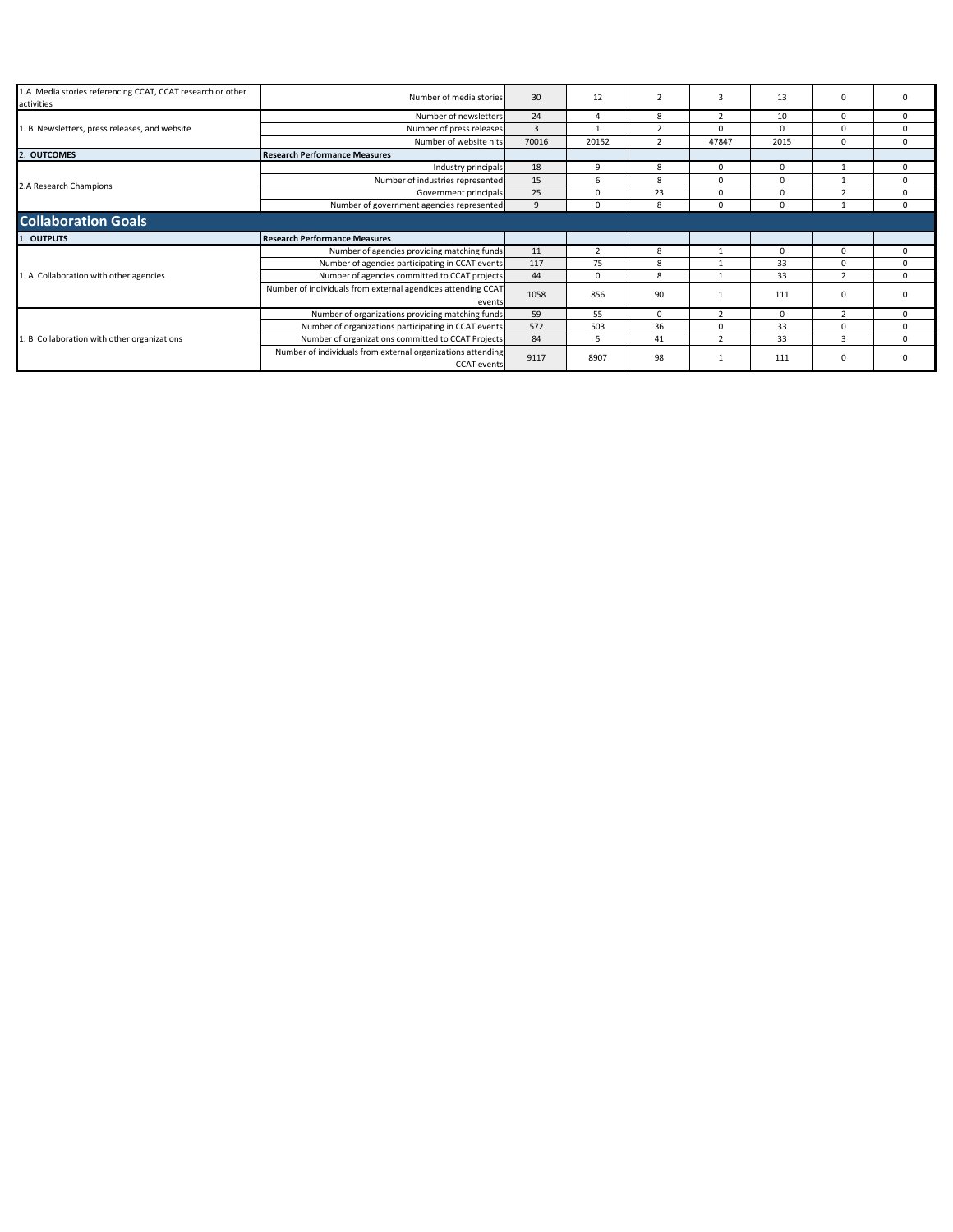| | | | | | | | | |
|---|---|---|---|---|---|---|---|---|
| 1.A Media stories referencing CCAT, CCAT research or other activities | Number of media stories | 30 | 12 | 2 | 3 | 13 | 0 | 0 |
| 1. B Newsletters, press releases, and website | Number of newsletters | 24 | 4 | 8 | 2 | 10 | 0 | 0 |
| | Number of press releases | 3 | 1 | 2 | 0 | 0 | 0 | 0 |
| | Number of website hits | 70016 | 20152 | 2 | 47847 | 2015 | 0 | 0 |
| **2. OUTCOMES** | **Research Performance Measures** | | | | | | | |
| 2.A Research Champions | Industry principals | 18 | 9 | 8 | 0 | 0 | 1 | 0 |
| | Number of industries represented | 15 | 6 | 8 | 0 | 0 | 1 | 0 |
| | Government principals | 25 | 0 | 23 | 0 | 0 | 2 | 0 |
| | Number of government agencies represented | 9 | 0 | 8 | 0 | 0 | 1 | 0 |

## Collaboration Goals

| | | | | | | | | |
|---|---|---|---|---|---|---|---|---|
| **1. OUTPUTS** | **Research Performance Measures** | | | | | | | |
| 1. A Collaboration with other agencies | Number of agencies providing matching funds | 11 | 2 | 8 | 1 | 0 | 0 | 0 |
| | Number of agencies participating in CCAT events | 117 | 75 | 8 | 1 | 33 | 0 | 0 |
| | Number of agencies committed to CCAT projects | 44 | 0 | 8 | 1 | 33 | 2 | 0 |
| | Number of individuals from external agendices attending CCAT events | 1058 | 856 | 90 | 1 | 111 | 0 | 0 |
| 1. B Collaboration with other organizations | Number of organizations providing matching funds | 59 | 55 | 0 | 2 | 0 | 2 | 0 |
| | Number of organizations participating in CCAT events | 572 | 503 | 36 | 0 | 33 | 0 | 0 |
| | Number of organizations committed to CCAT Projects | 84 | 5 | 41 | 2 | 33 | 3 | 0 |
| | Number of individuals from external organizations attending CCAT events | 9117 | 8907 | 98 | 1 | 111 | 0 | 0 |